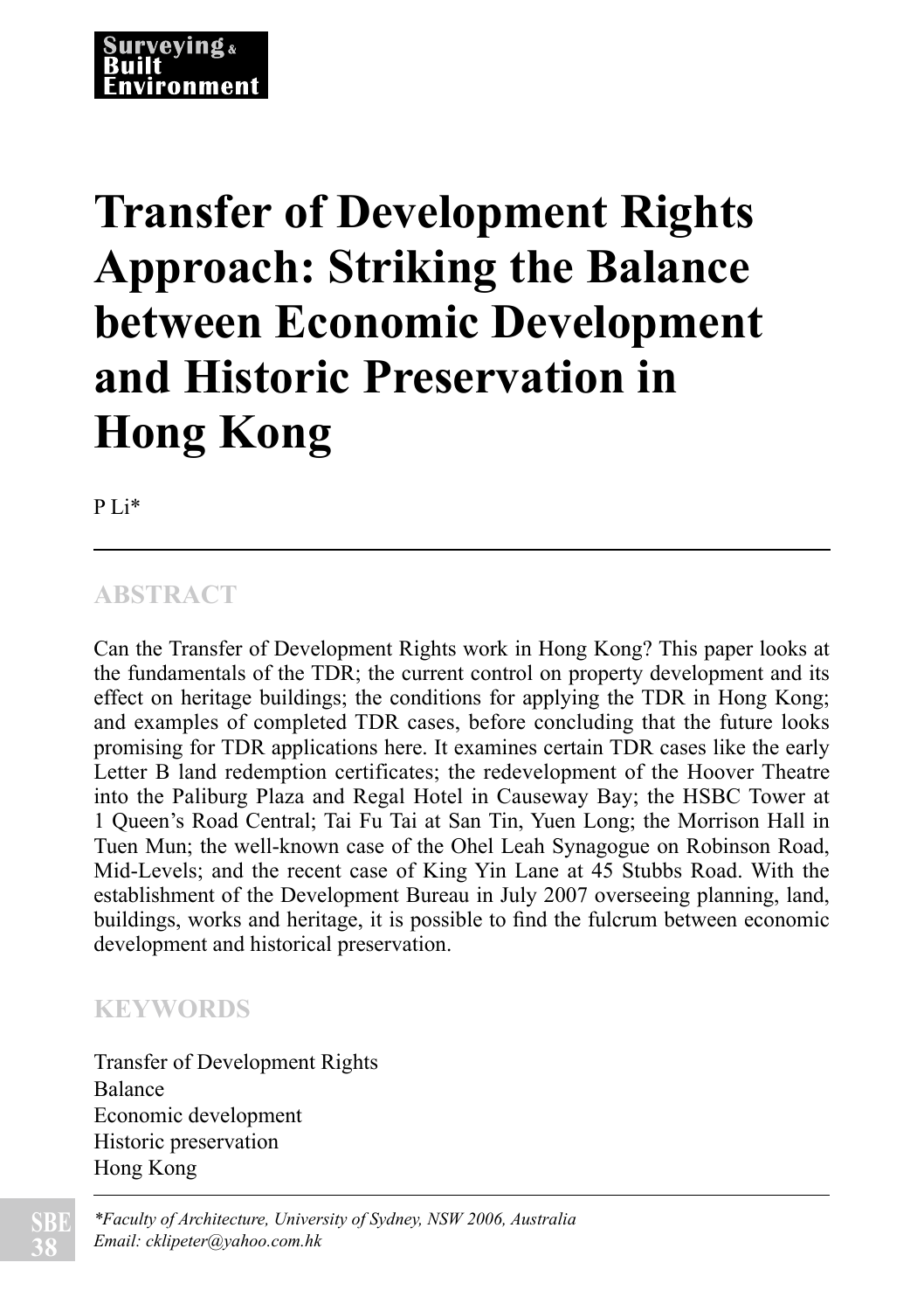# Transfer of Development Rights Approach: Striking the Balance between Economic Development and Historic Preservation in Hong Kong

P Li*

## ABSTRACT

Can the Transfer of Development Rights work in Hong Kong? This paper looks at the fundamentals of the TDR; the current control on property development and its effect on heritage buildings; the conditions for applying the TDR in Hong Kong; and examples of completed TDR cases, before concluding that the future looks promising for TDR applications here. It examines certain TDR cases like the early Letter B land redemption certificates; the redevelopment of the Hoover Theatre into the Paliburg Plaza and Regal Hotel in Causeway Bay; the HSBC Tower at 1 Queen's Road Central; Tai Fu Tai at San Tin, Yuen Long; the Morrison Hall in Tuen Mun; the well-known case of the Ohel Leah Synagogue on Robinson Road, Mid-Levels; and the recent case of King Yin Lane at 45 Stubbs Road. With the establishment of the Development Bureau in July 2007 overseeing planning, land, buildings, works and heritage, it is possible to find the fulcrum between economic development and historical preservation.

## KEYWORDS

Transfer of Development Rights
Balance
Economic development
Historic preservation
Hong Kong

*\*Faculty of Architecture, University of Sydney, NSW 2006, Australia*
*Email: cklipeter@yahoo.com.hk*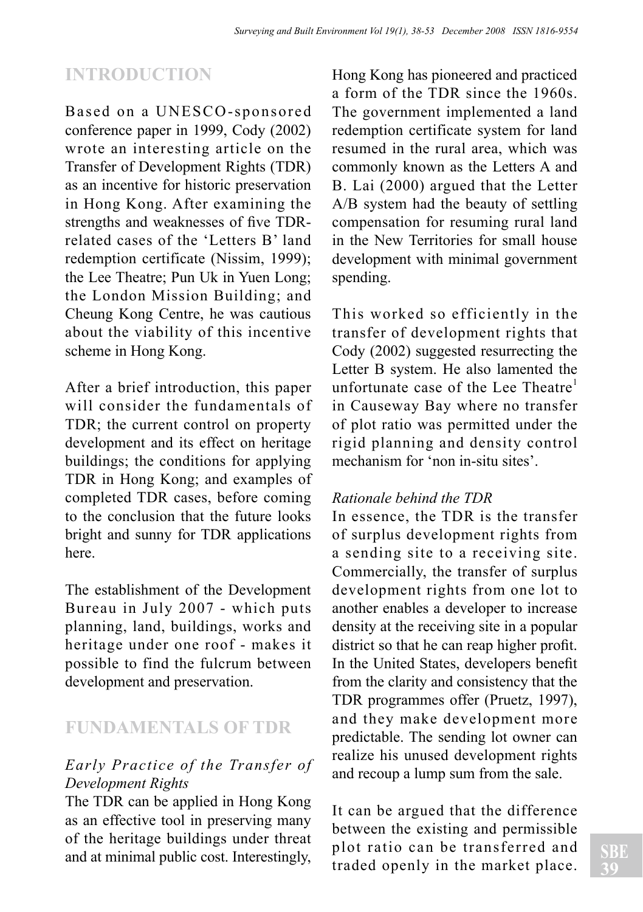## INTRODUCTION

Based on a UNESCO-sponsored conference paper in 1999, Cody (2002) wrote an interesting article on the Transfer of Development Rights (TDR) as an incentive for historic preservation in Hong Kong. After examining the strengths and weaknesses of five TDR-related cases of the 'Letters B' land redemption certificate (Nissim, 1999); the Lee Theatre; Pun Uk in Yuen Long; the London Mission Building; and Cheung Kong Centre, he was cautious about the viability of this incentive scheme in Hong Kong.

After a brief introduction, this paper will consider the fundamentals of TDR; the current control on property development and its effect on heritage buildings; the conditions for applying TDR in Hong Kong; and examples of completed TDR cases, before coming to the conclusion that the future looks bright and sunny for TDR applications here.

The establishment of the Development Bureau in July 2007 - which puts planning, land, buildings, works and heritage under one roof - makes it possible to find the fulcrum between development and preservation.

## FUNDAMENTALS OF TDR

### *Early Practice of the Transfer of Development Rights*

The TDR can be applied in Hong Kong as an effective tool in preserving many of the heritage buildings under threat and at minimal public cost. Interestingly, Hong Kong has pioneered and practiced a form of the TDR since the 1960s. The government implemented a land redemption certificate system for land resumed in the rural area, which was commonly known as the Letters A and B. Lai (2000) argued that the Letter A/B system had the beauty of settling compensation for resuming rural land in the New Territories for small house development with minimal government spending.

This worked so efficiently in the transfer of development rights that Cody (2002) suggested resurrecting the Letter B system. He also lamented the unfortunate case of the Lee Theatre[1] in Causeway Bay where no transfer of plot ratio was permitted under the rigid planning and density control mechanism for 'non in-situ sites'.

### *Rationale behind the TDR*

In essence, the TDR is the transfer of surplus development rights from a sending site to a receiving site. Commercially, the transfer of surplus development rights from one lot to another enables a developer to increase density at the receiving site in a popular district so that he can reap higher profit. In the United States, developers benefit from the clarity and consistency that the TDR programmes offer (Pruetz, 1997), and they make development more predictable. The sending lot owner can realize his unused development rights and recoup a lump sum from the sale.

It can be argued that the difference between the existing and permissible plot ratio can be transferred and traded openly in the market place.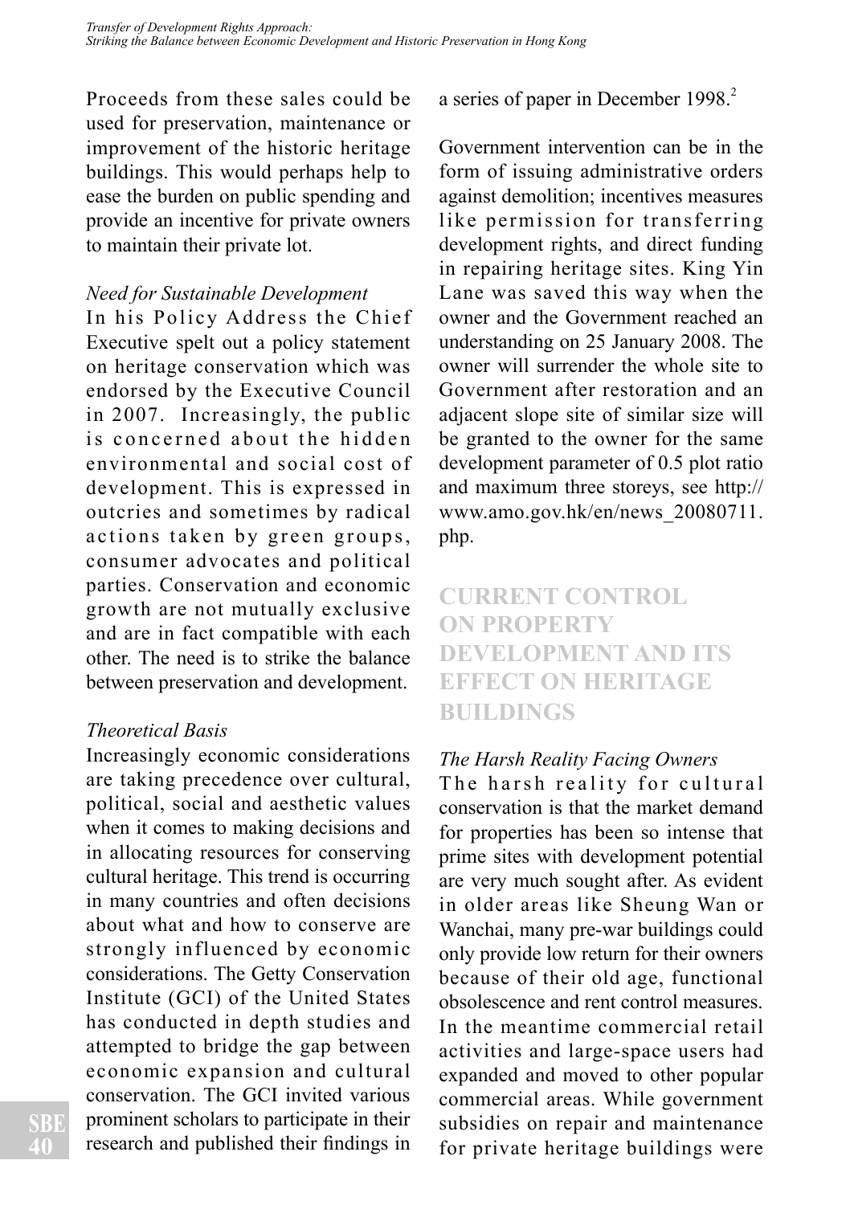Proceeds from these sales could be used for preservation, maintenance or improvement of the historic heritage buildings. This would perhaps help to ease the burden on public spending and provide an incentive for private owners to maintain their private lot.

*Need for Sustainable Development*

In his Policy Address the Chief Executive spelt out a policy statement on heritage conservation which was endorsed by the Executive Council in 2007. Increasingly, the public is concerned about the hidden environmental and social cost of development. This is expressed in outcries and sometimes by radical actions taken by green groups, consumer advocates and political parties. Conservation and economic growth are not mutually exclusive and are in fact compatible with each other. The need is to strike the balance between preservation and development.

*Theoretical Basis*

Increasingly economic considerations are taking precedence over cultural, political, social and aesthetic values when it comes to making decisions and in allocating resources for conserving cultural heritage. This trend is occurring in many countries and often decisions about what and how to conserve are strongly influenced by economic considerations. The Getty Conservation Institute (GCI) of the United States has conducted in depth studies and attempted to bridge the gap between economic expansion and cultural conservation. The GCI invited various prominent scholars to participate in their research and published their findings in a series of paper in December 1998.[2]

Government intervention can be in the form of issuing administrative orders against demolition; incentives measures like permission for transferring development rights, and direct funding in repairing heritage sites. King Yin Lane was saved this way when the owner and the Government reached an understanding on 25 January 2008. The owner will surrender the whole site to Government after restoration and an adjacent slope site of similar size will be granted to the owner for the same development parameter of 0.5 plot ratio and maximum three storeys, see http://www.amo.gov.hk/en/news_20080711.php.

## CURRENT CONTROL ON PROPERTY DEVELOPMENT AND ITS EFFECT ON HERITAGE BUILDINGS

*The Harsh Reality Facing Owners*

The harsh reality for cultural conservation is that the market demand for properties has been so intense that prime sites with development potential are very much sought after. As evident in older areas like Sheung Wan or Wanchai, many pre-war buildings could only provide low return for their owners because of their old age, functional obsolescence and rent control measures. In the meantime commercial retail activities and large-space users had expanded and moved to other popular commercial areas. While government subsidies on repair and maintenance for private heritage buildings were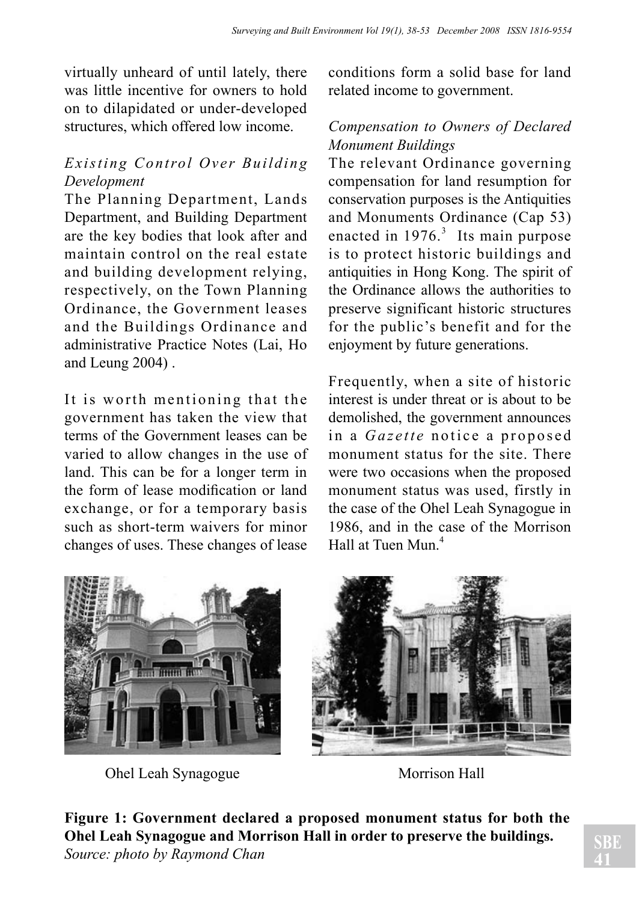virtually unheard of until lately, there was little incentive for owners to hold on to dilapidated or under-developed structures, which offered low income.

### *Existing Control Over Building Development*

The Planning Department, Lands Department, and Building Department are the key bodies that look after and maintain control on the real estate and building development relying, respectively, on the Town Planning Ordinance, the Government leases and the Buildings Ordinance and administrative Practice Notes (Lai, Ho and Leung 2004) .

It is worth mentioning that the government has taken the view that terms of the Government leases can be varied to allow changes in the use of land. This can be for a longer term in the form of lease modification or land exchange, or for a temporary basis such as short-term waivers for minor changes of uses. These changes of lease conditions form a solid base for land related income to government.

### *Compensation to Owners of Declared Monument Buildings*

The relevant Ordinance governing compensation for land resumption for conservation purposes is the Antiquities and Monuments Ordinance (Cap 53) enacted in 1976.[3] Its main purpose is to protect historic buildings and antiquities in Hong Kong. The spirit of the Ordinance allows the authorities to preserve significant historic structures for the public's benefit and for the enjoyment by future generations.

Frequently, when a site of historic interest is under threat or is about to be demolished, the government announces in a *Gazette* notice a proposed monument status for the site. There were two occasions when the proposed monument status was used, firstly in the case of the Ohel Leah Synagogue in 1986, and in the case of the Morrison Hall at Tuen Mun.[4]

Ohel Leah Synagogue

Morrison Hall

**Figure 1: Government declared a proposed monument status for both the Ohel Leah Synagogue and Morrison Hall in order to preserve the buildings.**
*Source: photo by Raymond Chan*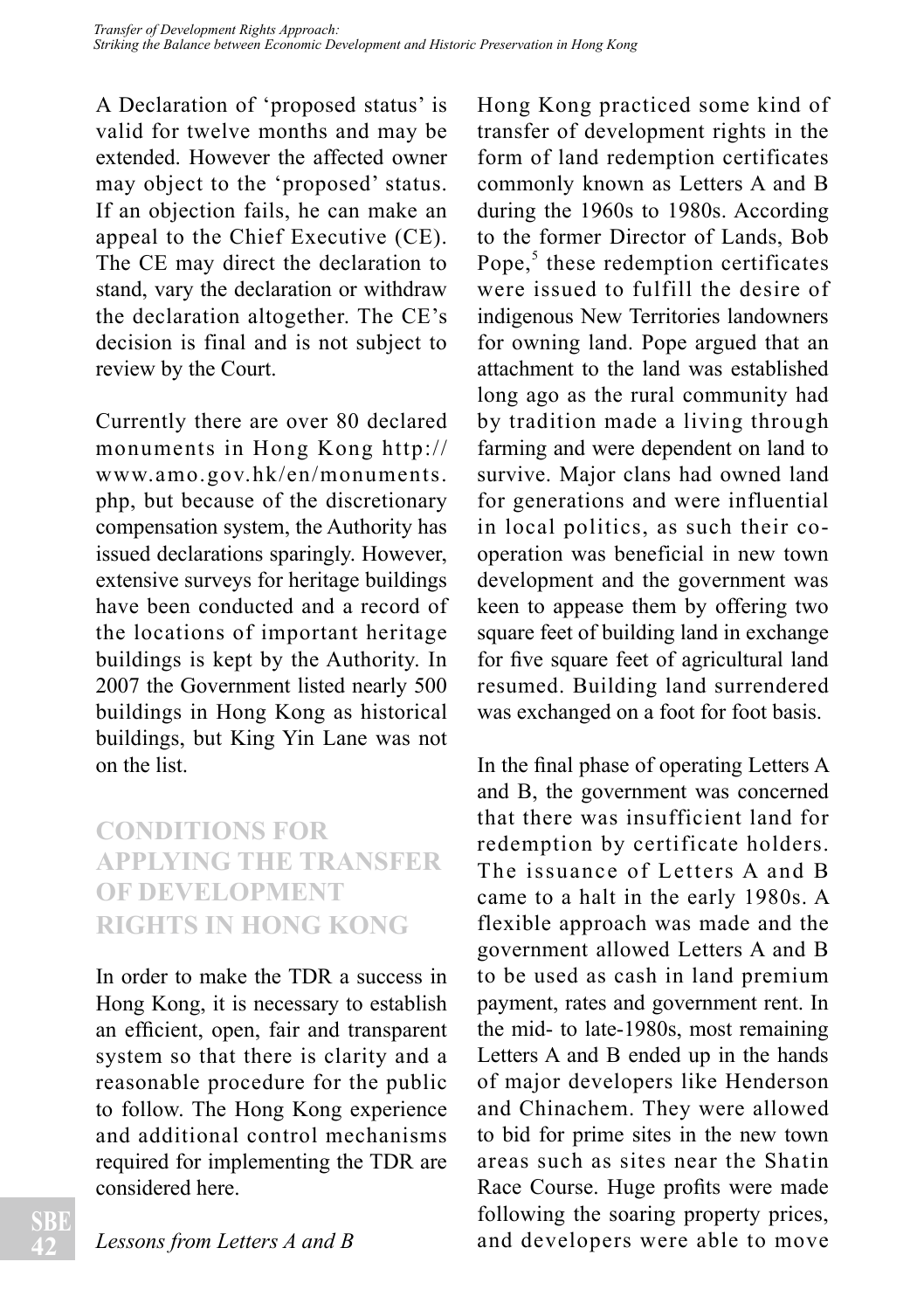A Declaration of 'proposed status' is valid for twelve months and may be extended. However the affected owner may object to the 'proposed' status. If an objection fails, he can make an appeal to the Chief Executive (CE). The CE may direct the declaration to stand, vary the declaration or withdraw the declaration altogether. The CE's decision is final and is not subject to review by the Court.

Currently there are over 80 declared monuments in Hong Kong http://www.amo.gov.hk/en/monuments.php, but because of the discretionary compensation system, the Authority has issued declarations sparingly. However, extensive surveys for heritage buildings have been conducted and a record of the locations of important heritage buildings is kept by the Authority. In 2007 the Government listed nearly 500 buildings in Hong Kong as historical buildings, but King Yin Lane was not on the list.

## CONDITIONS FOR APPLYING THE TRANSFER OF DEVELOPMENT RIGHTS IN HONG KONG

In order to make the TDR a success in Hong Kong, it is necessary to establish an efficient, open, fair and transparent system so that there is clarity and a reasonable procedure for the public to follow. The Hong Kong experience and additional control mechanisms required for implementing the TDR are considered here.

*Lessons from Letters A and B*

Hong Kong practiced some kind of transfer of development rights in the form of land redemption certificates commonly known as Letters A and B during the 1960s to 1980s. According to the former Director of Lands, Bob Pope,[5] these redemption certificates were issued to fulfill the desire of indigenous New Territories landowners for owning land. Pope argued that an attachment to the land was established long ago as the rural community had by tradition made a living through farming and were dependent on land to survive. Major clans had owned land for generations and were influential in local politics, as such their co-operation was beneficial in new town development and the government was keen to appease them by offering two square feet of building land in exchange for five square feet of agricultural land resumed. Building land surrendered was exchanged on a foot for foot basis.

In the final phase of operating Letters A and B, the government was concerned that there was insufficient land for redemption by certificate holders. The issuance of Letters A and B came to a halt in the early 1980s. A flexible approach was made and the government allowed Letters A and B to be used as cash in land premium payment, rates and government rent. In the mid- to late-1980s, most remaining Letters A and B ended up in the hands of major developers like Henderson and Chinachem. They were allowed to bid for prime sites in the new town areas such as sites near the Shatin Race Course. Huge profits were made following the soaring property prices, and developers were able to move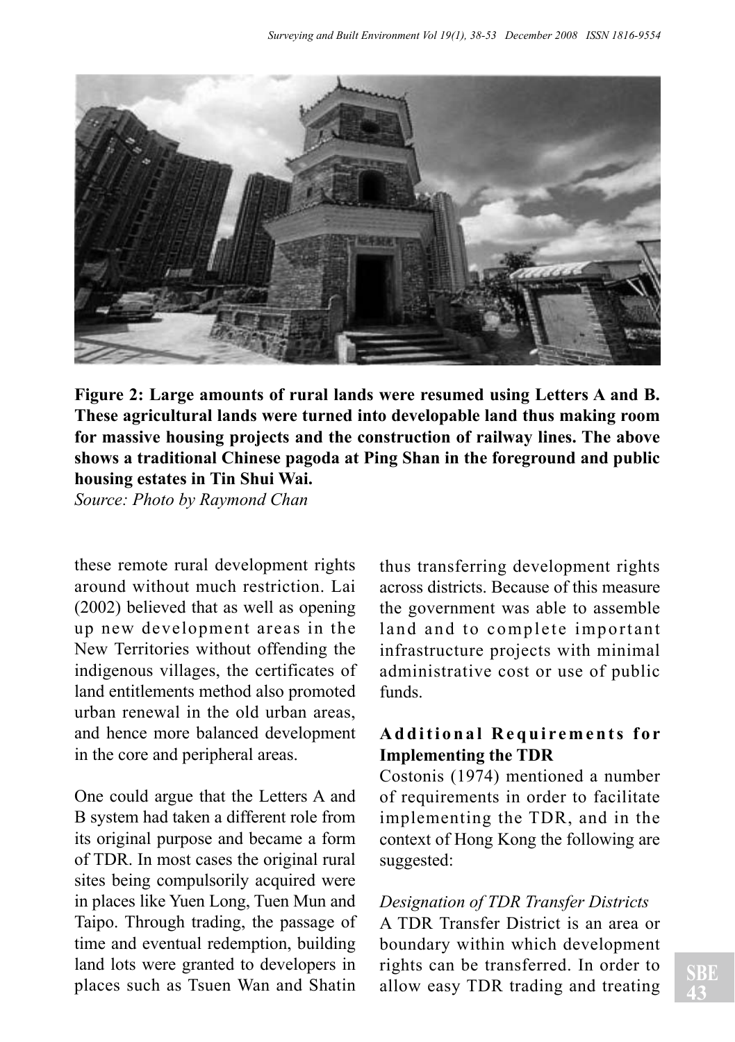**Figure 2: Large amounts of rural lands were resumed using Letters A and B. These agricultural lands were turned into developable land thus making room for massive housing projects and the construction of railway lines. The above shows a traditional Chinese pagoda at Ping Shan in the foreground and public housing estates in Tin Shui Wai.**

*Source: Photo by Raymond Chan*

these remote rural development rights around without much restriction. Lai (2002) believed that as well as opening up new development areas in the New Territories without offending the indigenous villages, the certificates of land entitlements method also promoted urban renewal in the old urban areas, and hence more balanced development in the core and peripheral areas.

One could argue that the Letters A and B system had taken a different role from its original purpose and became a form of TDR. In most cases the original rural sites being compulsorily acquired were in places like Yuen Long, Tuen Mun and Taipo. Through trading, the passage of time and eventual redemption, building land lots were granted to developers in places such as Tsuen Wan and Shatin thus transferring development rights across districts. Because of this measure the government was able to assemble land and to complete important infrastructure projects with minimal administrative cost or use of public funds.

## Additional Requirements for Implementing the TDR

Costonis (1974) mentioned a number of requirements in order to facilitate implementing the TDR, and in the context of Hong Kong the following are suggested:

### *Designation of TDR Transfer Districts*

A TDR Transfer District is an area or boundary within which development rights can be transferred. In order to allow easy TDR trading and treating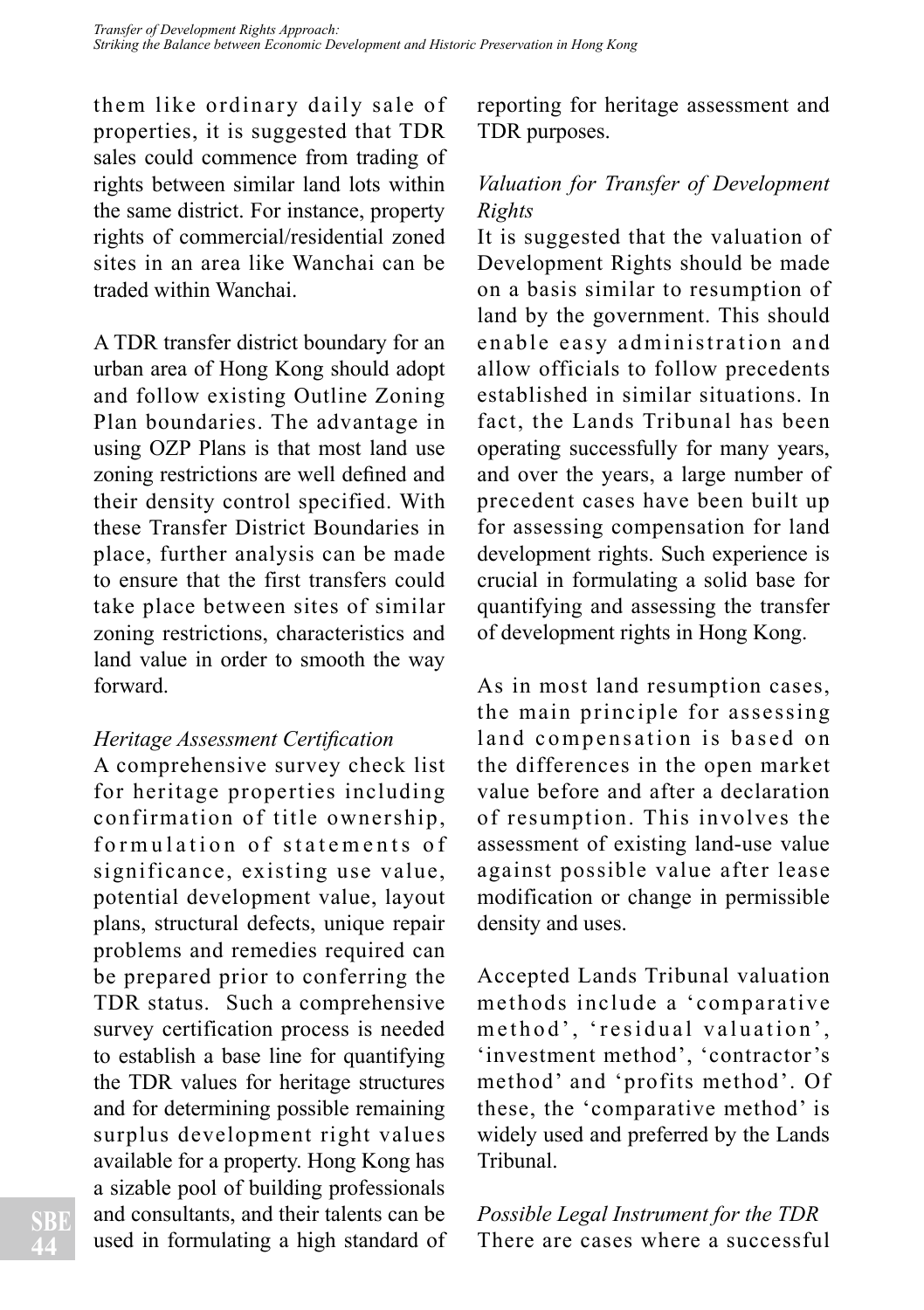them like ordinary daily sale of properties, it is suggested that TDR sales could commence from trading of rights between similar land lots within the same district. For instance, property rights of commercial/residential zoned sites in an area like Wanchai can be traded within Wanchai.

A TDR transfer district boundary for an urban area of Hong Kong should adopt and follow existing Outline Zoning Plan boundaries. The advantage in using OZP Plans is that most land use zoning restrictions are well defined and their density control specified. With these Transfer District Boundaries in place, further analysis can be made to ensure that the first transfers could take place between sites of similar zoning restrictions, characteristics and land value in order to smooth the way forward.

### *Heritage Assessment Certification*

A comprehensive survey check list for heritage properties including confirmation of title ownership, formulation of statements of significance, existing use value, potential development value, layout plans, structural defects, unique repair problems and remedies required can be prepared prior to conferring the TDR status. Such a comprehensive survey certification process is needed to establish a base line for quantifying the TDR values for heritage structures and for determining possible remaining surplus development right values available for a property. Hong Kong has a sizable pool of building professionals and consultants, and their talents can be used in formulating a high standard of reporting for heritage assessment and TDR purposes.

### *Valuation for Transfer of Development Rights*

It is suggested that the valuation of Development Rights should be made on a basis similar to resumption of land by the government. This should enable easy administration and allow officials to follow precedents established in similar situations. In fact, the Lands Tribunal has been operating successfully for many years, and over the years, a large number of precedent cases have been built up for assessing compensation for land development rights. Such experience is crucial in formulating a solid base for quantifying and assessing the transfer of development rights in Hong Kong.

As in most land resumption cases, the main principle for assessing land compensation is based on the differences in the open market value before and after a declaration of resumption. This involves the assessment of existing land-use value against possible value after lease modification or change in permissible density and uses.

Accepted Lands Tribunal valuation methods include a 'comparative method', 'residual valuation', 'investment method', 'contractor's method' and 'profits method'. Of these, the 'comparative method' is widely used and preferred by the Lands Tribunal.

### *Possible Legal Instrument for the TDR*

There are cases where a successful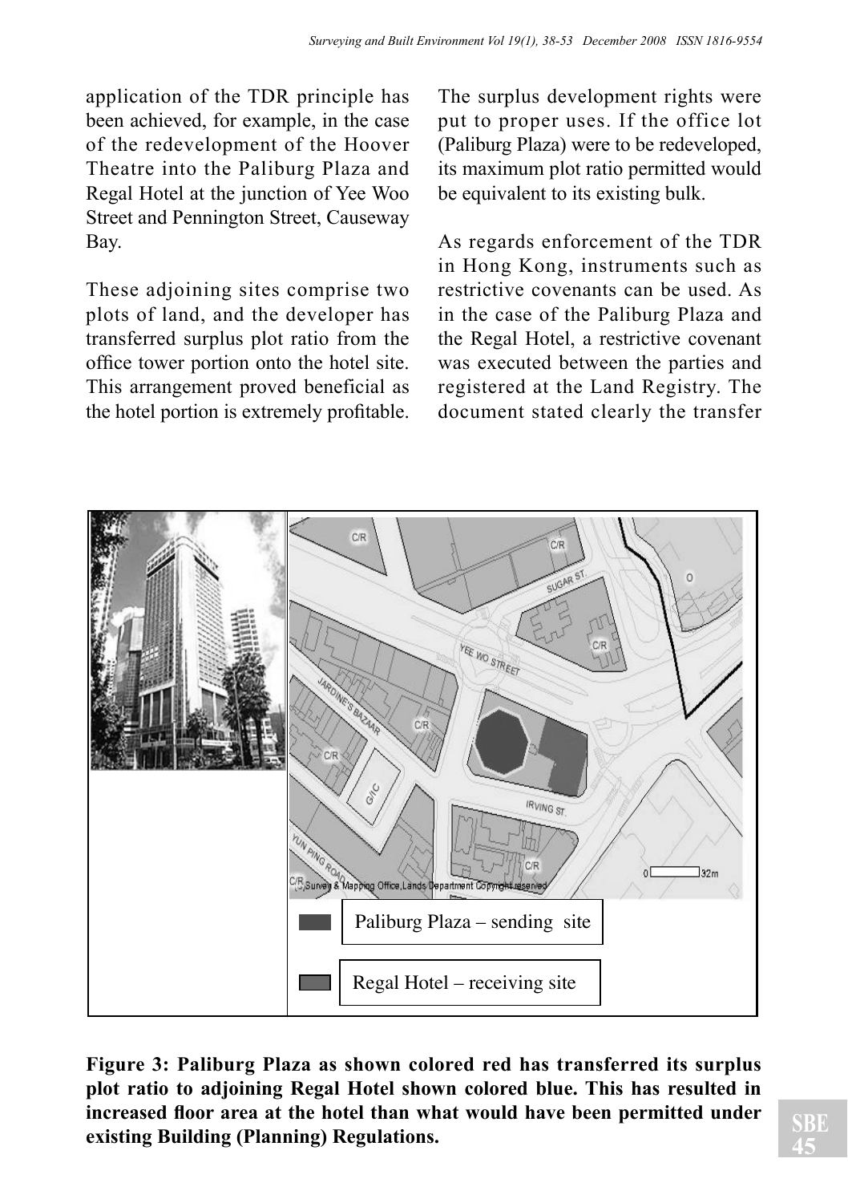application of the TDR principle has been achieved, for example, in the case of the redevelopment of the Hoover Theatre into the Paliburg Plaza and Regal Hotel at the junction of Yee Woo Street and Pennington Street, Causeway Bay.

These adjoining sites comprise two plots of land, and the developer has transferred surplus plot ratio from the office tower portion onto the hotel site. This arrangement proved beneficial as the hotel portion is extremely profitable. The surplus development rights were put to proper uses. If the office lot (Paliburg Plaza) were to be redeveloped, its maximum plot ratio permitted would be equivalent to its existing bulk.

As regards enforcement of the TDR in Hong Kong, instruments such as restrictive covenants can be used. As in the case of the Paliburg Plaza and the Regal Hotel, a restrictive covenant was executed between the parties and registered at the Land Registry. The document stated clearly the transfer

Paliburg Plaza – sending site

Regal Hotel – receiving site

**Figure 3: Paliburg Plaza as shown colored red has transferred its surplus plot ratio to adjoining Regal Hotel shown colored blue. This has resulted in increased floor area at the hotel than what would have been permitted under existing Building (Planning) Regulations.**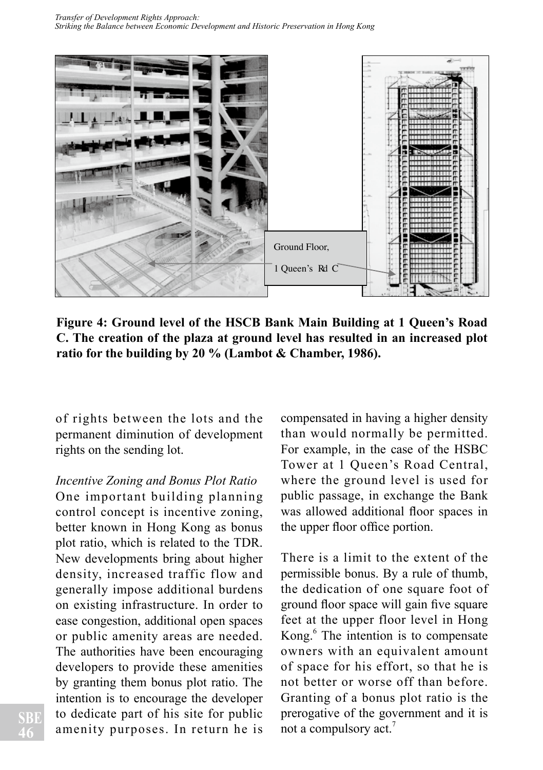Ground Floor,

1 Queen's Rd C

**Figure 4: Ground level of the HSCB Bank Main Building at 1 Queen's Road C. The creation of the plaza at ground level has resulted in an increased plot ratio for the building by 20 % (Lambot & Chamber, 1986).**

of rights between the lots and the permanent diminution of development rights on the sending lot.

*Incentive Zoning and Bonus Plot Ratio*

One important building planning control concept is incentive zoning, better known in Hong Kong as bonus plot ratio, which is related to the TDR. New developments bring about higher density, increased traffic flow and generally impose additional burdens on existing infrastructure. In order to ease congestion, additional open spaces or public amenity areas are needed. The authorities have been encouraging developers to provide these amenities by granting them bonus plot ratio. The intention is to encourage the developer to dedicate part of his site for public amenity purposes. In return he is compensated in having a higher density than would normally be permitted. For example, in the case of the HSBC Tower at 1 Queen's Road Central, where the ground level is used for public passage, in exchange the Bank was allowed additional floor spaces in the upper floor office portion.

There is a limit to the extent of the permissible bonus. By a rule of thumb, the dedication of one square foot of ground floor space will gain five square feet at the upper floor level in Hong Kong.[6] The intention is to compensate owners with an equivalent amount of space for his effort, so that he is not better or worse off than before. Granting of a bonus plot ratio is the prerogative of the government and it is not a compulsory act.[7]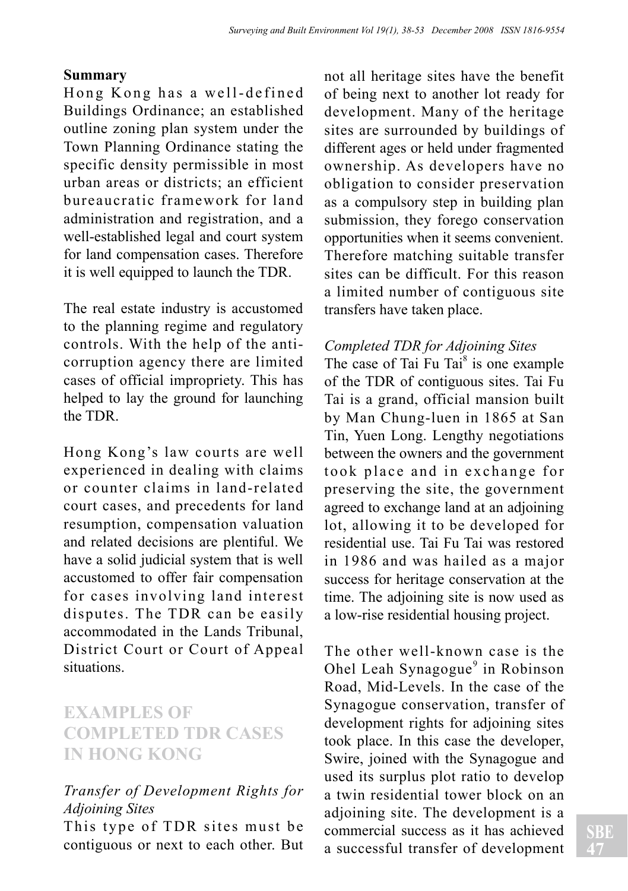**Summary**

Hong Kong has a well-defined Buildings Ordinance; an established outline zoning plan system under the Town Planning Ordinance stating the specific density permissible in most urban areas or districts; an efficient bureaucratic framework for land administration and registration, and a well-established legal and court system for land compensation cases. Therefore it is well equipped to launch the TDR.

The real estate industry is accustomed to the planning regime and regulatory controls. With the help of the anti-corruption agency there are limited cases of official impropriety. This has helped to lay the ground for launching the TDR.

Hong Kong's law courts are well experienced in dealing with claims or counter claims in land-related court cases, and precedents for land resumption, compensation valuation and related decisions are plentiful. We have a solid judicial system that is well accustomed to offer fair compensation for cases involving land interest disputes. The TDR can be easily accommodated in the Lands Tribunal, District Court or Court of Appeal situations.

## EXAMPLES OF COMPLETED TDR CASES IN HONG KONG

### *Transfer of Development Rights for Adjoining Sites*

This type of TDR sites must be contiguous or next to each other. But not all heritage sites have the benefit of being next to another lot ready for development. Many of the heritage sites are surrounded by buildings of different ages or held under fragmented ownership. As developers have no obligation to consider preservation as a compulsory step in building plan submission, they forego conservation opportunities when it seems convenient. Therefore matching suitable transfer sites can be difficult. For this reason a limited number of contiguous site transfers have taken place.

### *Completed TDR for Adjoining Sites*

The case of Tai Fu Tai[8] is one example of the TDR of contiguous sites. Tai Fu Tai is a grand, official mansion built by Man Chung-luen in 1865 at San Tin, Yuen Long. Lengthy negotiations between the owners and the government took place and in exchange for preserving the site, the government agreed to exchange land at an adjoining lot, allowing it to be developed for residential use. Tai Fu Tai was restored in 1986 and was hailed as a major success for heritage conservation at the time. The adjoining site is now used as a low-rise residential housing project.

The other well-known case is the Ohel Leah Synagogue[9] in Robinson Road, Mid-Levels. In the case of the Synagogue conservation, transfer of development rights for adjoining sites took place. In this case the developer, Swire, joined with the Synagogue and used its surplus plot ratio to develop a twin residential tower block on an adjoining site. The development is a commercial success as it has achieved a successful transfer of development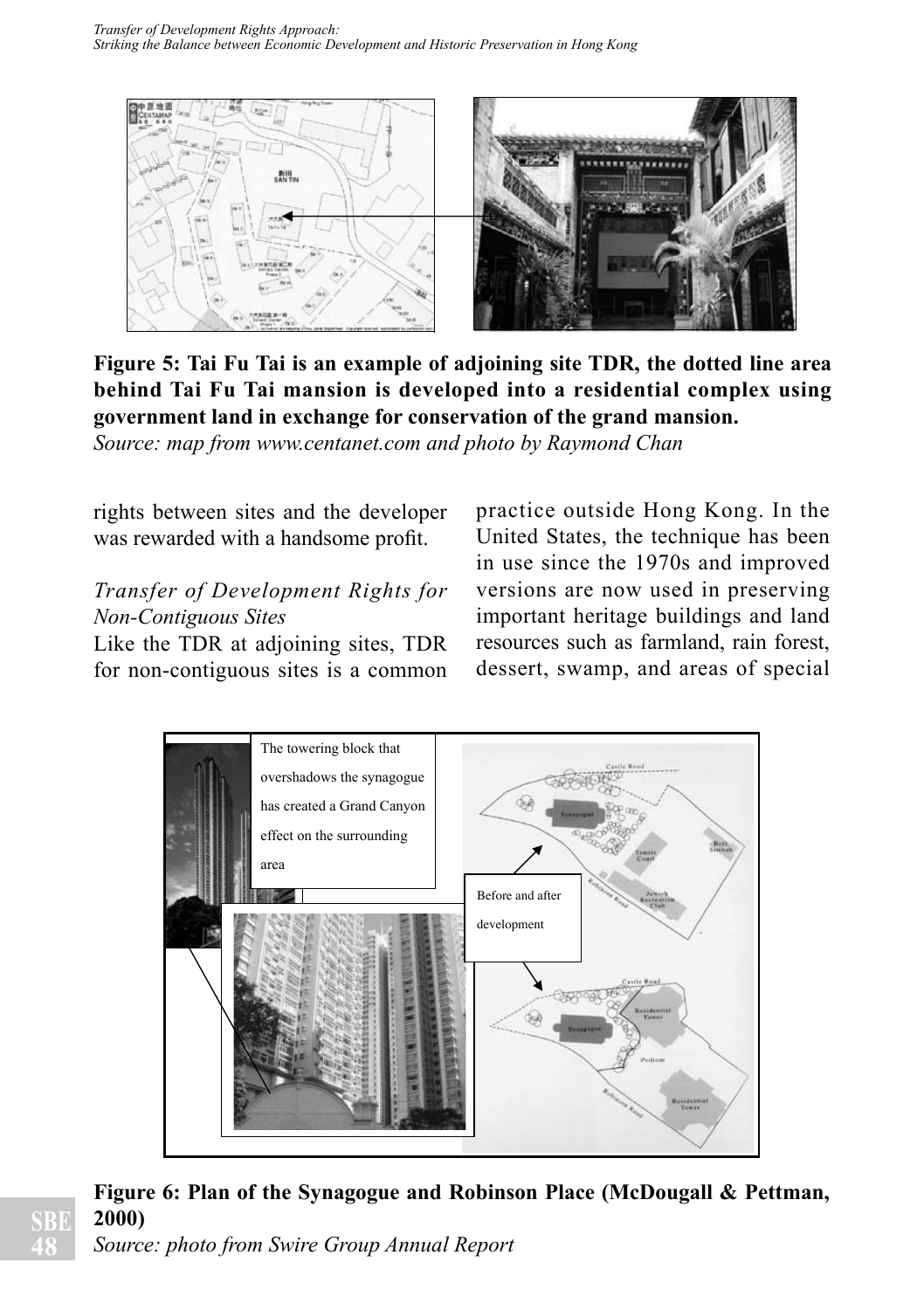**Figure 5: Tai Fu Tai is an example of adjoining site TDR, the dotted line area behind Tai Fu Tai mansion is developed into a residential complex using government land in exchange for conservation of the grand mansion.**
*Source: map from www.centanet.com and photo by Raymond Chan*

rights between sites and the developer was rewarded with a handsome profit.

*Transfer of Development Rights for Non-Contiguous Sites*

Like the TDR at adjoining sites, TDR for non-contiguous sites is a common practice outside Hong Kong. In the United States, the technique has been in use since the 1970s and improved versions are now used in preserving important heritage buildings and land resources such as farmland, rain forest, dessert, swamp, and areas of special

The towering block that overshadows the synagogue has created a Grand Canyon effect on the surrounding area

Before and after development

**Figure 6: Plan of the Synagogue and Robinson Place (McDougall & Pettman, 2000)**
*Source: photo from Swire Group Annual Report*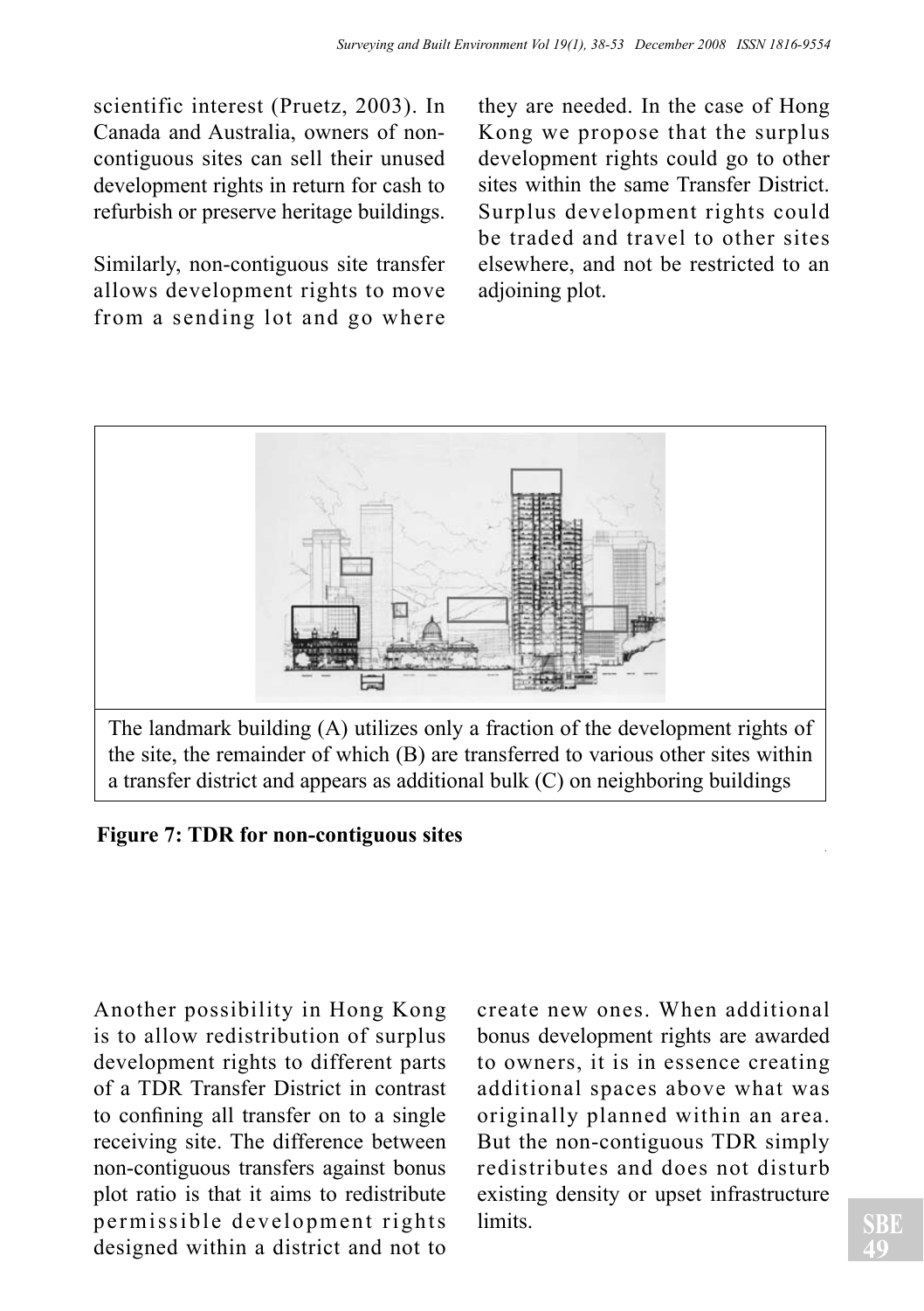scientific interest (Pruetz, 2003). In Canada and Australia, owners of non-contiguous sites can sell their unused development rights in return for cash to refurbish or preserve heritage buildings.

Similarly, non-contiguous site transfer allows development rights to move from a sending lot and go where they are needed. In the case of Hong Kong we propose that the surplus development rights could go to other sites within the same Transfer District. Surplus development rights could be traded and travel to other sites elsewhere, and not be restricted to an adjoining plot.

The landmark building (A) utilizes only a fraction of the development rights of the site, the remainder of which (B) are transferred to various other sites within a transfer district and appears as additional bulk (C) on neighboring buildings

**Figure 7: TDR for non-contiguous sites**

Another possibility in Hong Kong is to allow redistribution of surplus development rights to different parts of a TDR Transfer District in contrast to confining all transfer on to a single receiving site. The difference between non-contiguous transfers against bonus plot ratio is that it aims to redistribute permissible development rights designed within a district and not to create new ones. When additional bonus development rights are awarded to owners, it is in essence creating additional spaces above what was originally planned within an area. But the non-contiguous TDR simply redistributes and does not disturb existing density or upset infrastructure limits.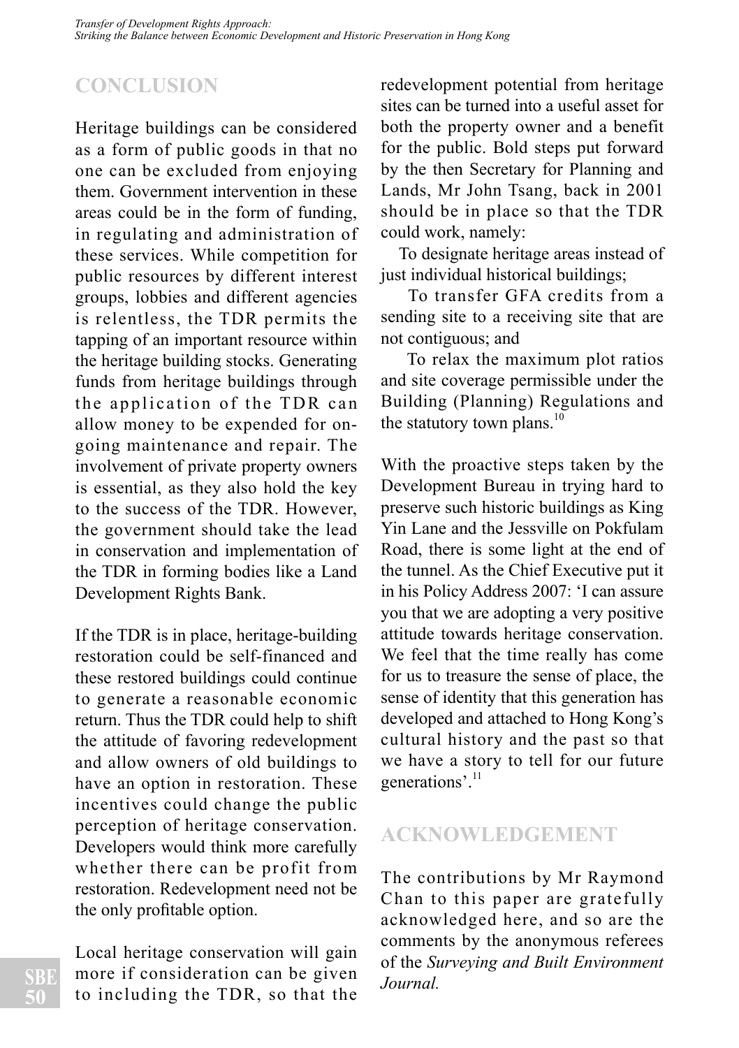## CONCLUSION

Heritage buildings can be considered as a form of public goods in that no one can be excluded from enjoying them. Government intervention in these areas could be in the form of funding, in regulating and administration of these services. While competition for public resources by different interest groups, lobbies and different agencies is relentless, the TDR permits the tapping of an important resource within the heritage building stocks. Generating funds from heritage buildings through the application of the TDR can allow money to be expended for on-going maintenance and repair. The involvement of private property owners is essential, as they also hold the key to the success of the TDR. However, the government should take the lead in conservation and implementation of the TDR in forming bodies like a Land Development Rights Bank.

If the TDR is in place, heritage-building restoration could be self-financed and these restored buildings could continue to generate a reasonable economic return. Thus the TDR could help to shift the attitude of favoring redevelopment and allow owners of old buildings to have an option in restoration. These incentives could change the public perception of heritage conservation. Developers would think more carefully whether there can be profit from restoration. Redevelopment need not be the only profitable option.

Local heritage conservation will gain more if consideration can be given to including the TDR, so that the redevelopment potential from heritage sites can be turned into a useful asset for both the property owner and a benefit for the public. Bold steps put forward by the then Secretary for Planning and Lands, Mr John Tsang, back in 2001 should be in place so that the TDR could work, namely:

To designate heritage areas instead of just individual historical buildings;

To transfer GFA credits from a sending site to a receiving site that are not contiguous; and

To relax the maximum plot ratios and site coverage permissible under the Building (Planning) Regulations and the statutory town plans.[10]

With the proactive steps taken by the Development Bureau in trying hard to preserve such historic buildings as King Yin Lane and the Jessville on Pokfulam Road, there is some light at the end of the tunnel. As the Chief Executive put it in his Policy Address 2007: 'I can assure you that we are adopting a very positive attitude towards heritage conservation. We feel that the time really has come for us to treasure the sense of place, the sense of identity that this generation has developed and attached to Hong Kong's cultural history and the past so that we have a story to tell for our future generations'.[11]

## ACKNOWLEDGEMENT

The contributions by Mr Raymond Chan to this paper are gratefully acknowledged here, and so are the comments by the anonymous referees of the *Surveying and Built Environment Journal.*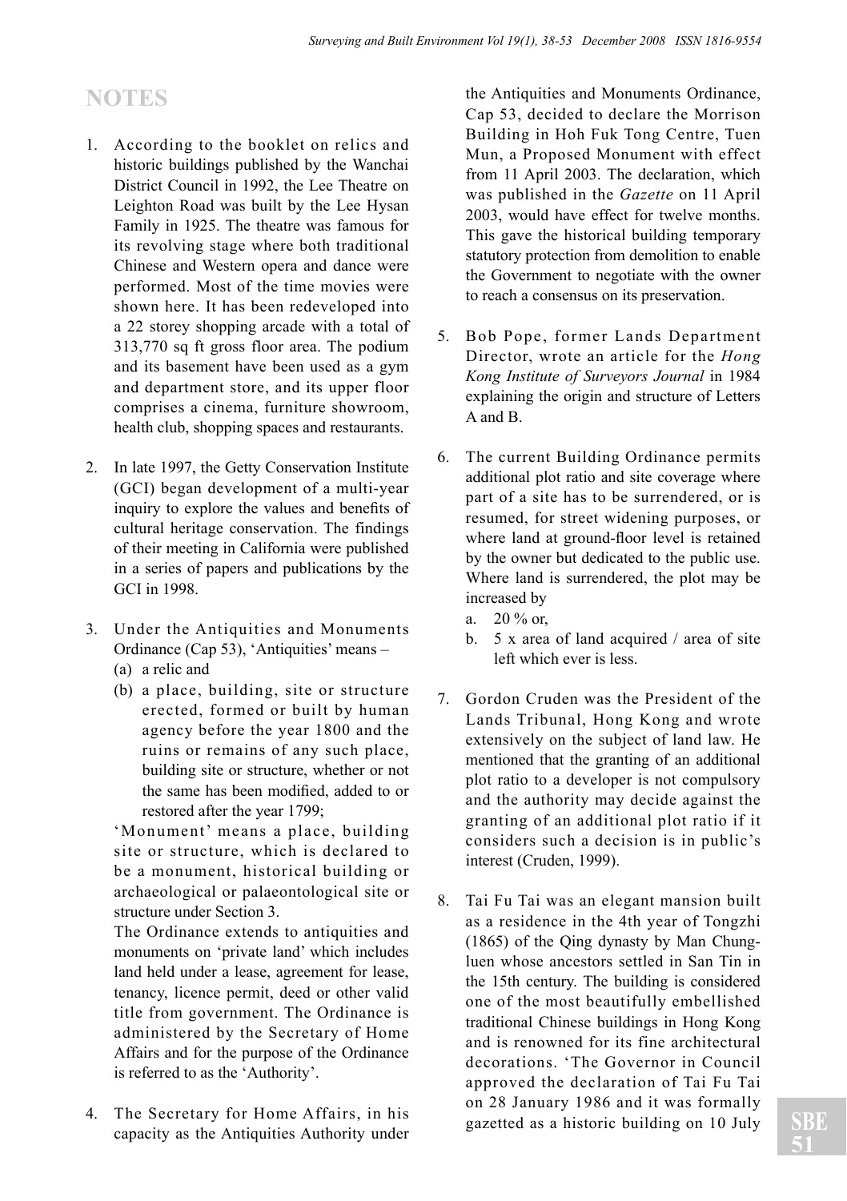# NOTES

1. According to the booklet on relics and historic buildings published by the Wanchai District Council in 1992, the Lee Theatre on Leighton Road was built by the Lee Hysan Family in 1925. The theatre was famous for its revolving stage where both traditional Chinese and Western opera and dance were performed. Most of the time movies were shown here. It has been redeveloped into a 22 storey shopping arcade with a total of 313,770 sq ft gross floor area. The podium and its basement have been used as a gym and department store, and its upper floor comprises a cinema, furniture showroom, health club, shopping spaces and restaurants.

2. In late 1997, the Getty Conservation Institute (GCI) began development of a multi-year inquiry to explore the values and benefits of cultural heritage conservation. The findings of their meeting in California were published in a series of papers and publications by the GCI in 1998.

3. Under the Antiquities and Monuments Ordinance (Cap 53), 'Antiquities' means –
   (a) a relic and
   (b) a place, building, site or structure erected, formed or built by human agency before the year 1800 and the ruins or remains of any such place, building site or structure, whether or not the same has been modified, added to or restored after the year 1799;

   'Monument' means a place, building site or structure, which is declared to be a monument, historical building or archaeological or palaeontological site or structure under Section 3.

   The Ordinance extends to antiquities and monuments on 'private land' which includes land held under a lease, agreement for lease, tenancy, licence permit, deed or other valid title from government. The Ordinance is administered by the Secretary of Home Affairs and for the purpose of the Ordinance is referred to as the 'Authority'.

4. The Secretary for Home Affairs, in his capacity as the Antiquities Authority under the Antiquities and Monuments Ordinance, Cap 53, decided to declare the Morrison Building in Hoh Fuk Tong Centre, Tuen Mun, a Proposed Monument with effect from 11 April 2003. The declaration, which was published in the *Gazette* on 11 April 2003, would have effect for twelve months. This gave the historical building temporary statutory protection from demolition to enable the Government to negotiate with the owner to reach a consensus on its preservation.

5. Bob Pope, former Lands Department Director, wrote an article for the *Hong Kong Institute of Surveyors Journal* in 1984 explaining the origin and structure of Letters A and B.

6. The current Building Ordinance permits additional plot ratio and site coverage where part of a site has to be surrendered, or is resumed, for street widening purposes, or where land at ground-floor level is retained by the owner but dedicated to the public use. Where land is surrendered, the plot may be increased by
   a. 20 % or,
   b. 5 x area of land acquired / area of site left which ever is less.

7. Gordon Cruden was the President of the Lands Tribunal, Hong Kong and wrote extensively on the subject of land law. He mentioned that the granting of an additional plot ratio to a developer is not compulsory and the authority may decide against the granting of an additional plot ratio if it considers such a decision is in public's interest (Cruden, 1999).

8. Tai Fu Tai was an elegant mansion built as a residence in the 4th year of Tongzhi (1865) of the Qing dynasty by Man Chung-luen whose ancestors settled in San Tin in the 15th century. The building is considered one of the most beautifully embellished traditional Chinese buildings in Hong Kong and is renowned for its fine architectural decorations. 'The Governor in Council approved the declaration of Tai Fu Tai on 28 January 1986 and it was formally gazetted as a historic building on 10 July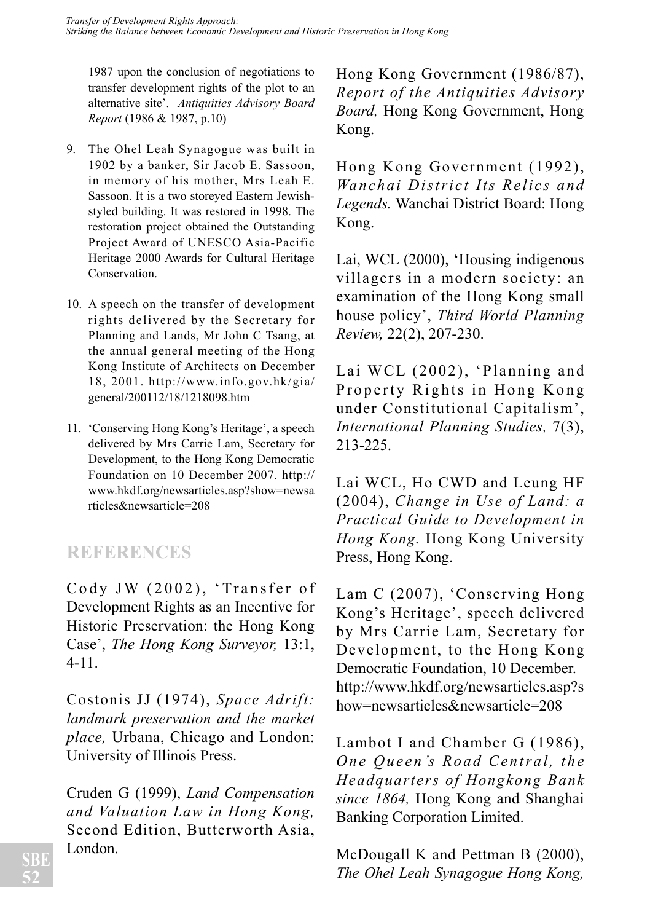1987 upon the conclusion of negotiations to transfer development rights of the plot to an alternative site'. *Antiquities Advisory Board Report* (1986 & 1987, p.10)

9. The Ohel Leah Synagogue was built in 1902 by a banker, Sir Jacob E. Sassoon, in memory of his mother, Mrs Leah E. Sassoon. It is a two storeyed Eastern Jewish-styled building. It was restored in 1998. The restoration project obtained the Outstanding Project Award of UNESCO Asia-Pacific Heritage 2000 Awards for Cultural Heritage Conservation.

10. A speech on the transfer of development rights delivered by the Secretary for Planning and Lands, Mr John C Tsang, at the annual general meeting of the Hong Kong Institute of Architects on December 18, 2001. http://www.info.gov.hk/gia/general/200112/18/1218098.htm

11. 'Conserving Hong Kong's Heritage', a speech delivered by Mrs Carrie Lam, Secretary for Development, to the Hong Kong Democratic Foundation on 10 December 2007. http://www.hkdf.org/newsarticles.asp?show=newsarticles&newsarticle=208

## REFERENCES

Cody JW (2002), 'Transfer of Development Rights as an Incentive for Historic Preservation: the Hong Kong Case', *The Hong Kong Surveyor,* 13:1, 4-11.

Costonis JJ (1974), *Space Adrift: landmark preservation and the market place,* Urbana, Chicago and London: University of Illinois Press.

Cruden G (1999), *Land Compensation and Valuation Law in Hong Kong,* Second Edition, Butterworth Asia, London.

Hong Kong Government (1986/87), *Report of the Antiquities Advisory Board,* Hong Kong Government, Hong Kong.

Hong Kong Government (1992), *Wanchai District Its Relics and Legends.* Wanchai District Board: Hong Kong.

Lai, WCL (2000), 'Housing indigenous villagers in a modern society: an examination of the Hong Kong small house policy', *Third World Planning Review,* 22(2), 207-230.

Lai WCL (2002), 'Planning and Property Rights in Hong Kong under Constitutional Capitalism', *International Planning Studies,* 7(3), 213-225.

Lai WCL, Ho CWD and Leung HF (2004), *Change in Use of Land: a Practical Guide to Development in Hong Kong.* Hong Kong University Press, Hong Kong.

Lam C (2007), 'Conserving Hong Kong's Heritage', speech delivered by Mrs Carrie Lam, Secretary for Development, to the Hong Kong Democratic Foundation, 10 December. http://www.hkdf.org/newsarticles.asp?show=newsarticles&newsarticle=208

Lambot I and Chamber G (1986), *One Queen's Road Central, the Headquarters of Hongkong Bank since 1864,* Hong Kong and Shanghai Banking Corporation Limited.

McDougall K and Pettman B (2000), *The Ohel Leah Synagogue Hong Kong,*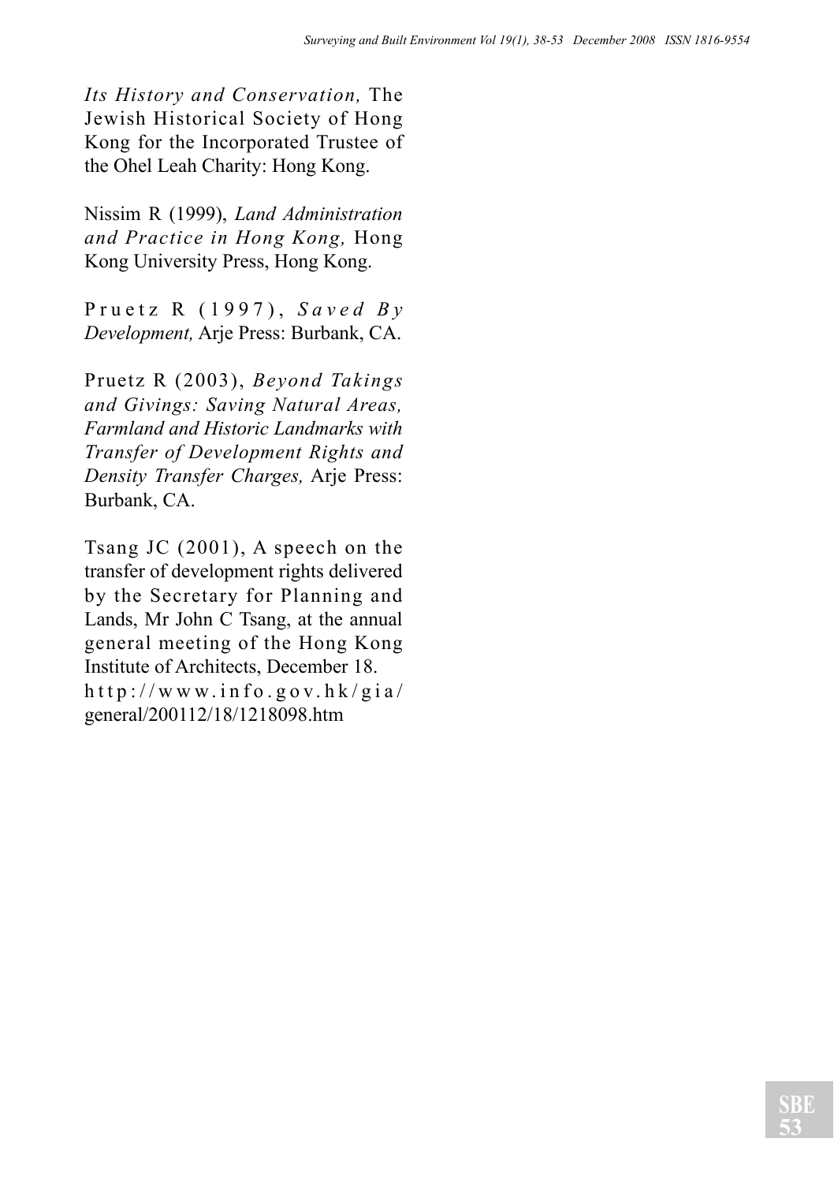*Its History and Conservation,* The Jewish Historical Society of Hong Kong for the Incorporated Trustee of the Ohel Leah Charity: Hong Kong.

Nissim R (1999), *Land Administration and Practice in Hong Kong,* Hong Kong University Press, Hong Kong.

Pruetz R (1997), *Saved By Development,* Arje Press: Burbank, CA.

Pruetz R (2003), *Beyond Takings and Givings: Saving Natural Areas, Farmland and Historic Landmarks with Transfer of Development Rights and Density Transfer Charges,* Arje Press: Burbank, CA.

Tsang JC (2001), A speech on the transfer of development rights delivered by the Secretary for Planning and Lands, Mr John C Tsang, at the annual general meeting of the Hong Kong Institute of Architects, December 18. http://www.info.gov.hk/gia/general/200112/18/1218098.htm